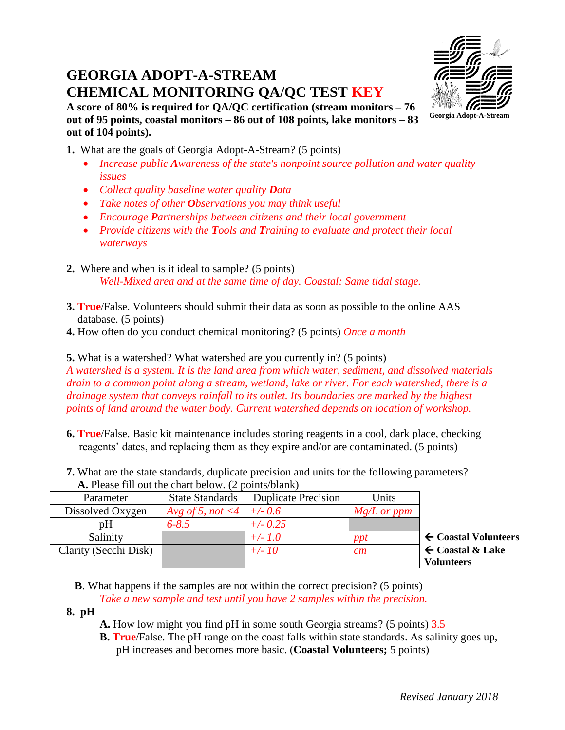# GEORGIA ADOPT-A-STREAM
# CHEMICAL MONITORING QA/QC TEST KEY

Georgia Adopt-A-Stream

**A score of 80% is required for QA/QC certification (stream monitors – 76 out of 95 points, coastal monitors – 86 out of 108 points, lake monitors – 83 out of 104 points).**

**1.** What are the goals of Georgia Adopt-A-Stream? (5 points)

- *Increase public **A**wareness of the state's nonpoint source pollution and water quality issues*
- *Collect quality baseline water quality **D**ata*
- *Take notes of other **O**bservations you may think useful*
- *Encourage **P**artnerships between citizens and their local government*
- *Provide citizens with the **T**ools and **T**raining to evaluate and protect their local waterways*

**2.** Where and when is it ideal to sample? (5 points)

*Well-Mixed area and at the same time of day. Coastal: Same tidal stage.*

**3. True**/False. Volunteers should submit their data as soon as possible to the online AAS database. (5 points)

**4.** How often do you conduct chemical monitoring? (5 points) *Once a month*

**5.** What is a watershed? What watershed are you currently in? (5 points)

*A watershed is a system. It is the land area from which water, sediment, and dissolved materials drain to a common point along a stream, wetland, lake or river. For each watershed, there is a drainage system that conveys rainfall to its outlet. Its boundaries are marked by the highest points of land around the water body. Current watershed depends on location of workshop.*

**6. True**/False. Basic kit maintenance includes storing reagents in a cool, dark place, checking reagents' dates, and replacing them as they expire and/or are contaminated. (5 points)

**7.** What are the state standards, duplicate precision and units for the following parameters?

**A.** Please fill out the chart below. (2 points/blank)

| Parameter | State Standards | Duplicate Precision | Units | |
|---|---|---|---|---|
| Dissolved Oxygen | *Avg of 5, not <4* | *+/- 0.6* | *Mg/L or ppm* | |
| pH | *6-8.5* | *+/- 0.25* | | |
| Salinity | | *+/- 1.0* | *ppt* | ← **Coastal Volunteers** |
| Clarity (Secchi Disk) | | *+/- 10* | *cm* | ← **Coastal & Lake Volunteers** |

**B**. What happens if the samples are not within the correct precision? (5 points)

*Take a new sample and test until you have 2 samples within the precision.*

**8. pH**

**A.** How low might you find pH in some south Georgia streams? (5 points) 3.5

**B. True**/False. The pH range on the coast falls within state standards. As salinity goes up, pH increases and becomes more basic. (**Coastal Volunteers;** 5 points)

*Revised January 2018*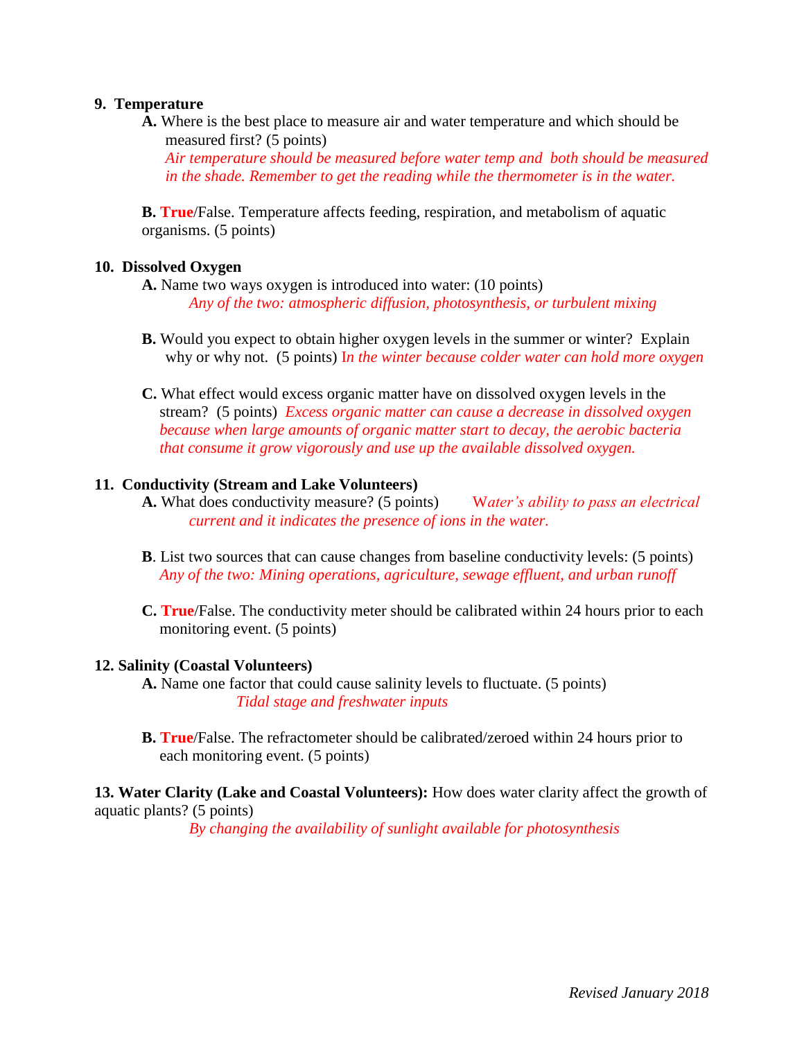**9. Temperature**

**A.** Where is the best place to measure air and water temperature and which should be measured first? (5 points)
*Air temperature should be measured before water temp and both should be measured in the shade. Remember to get the reading while the thermometer is in the water.*

**B. True**/False. Temperature affects feeding, respiration, and metabolism of aquatic organisms. (5 points)

**10. Dissolved Oxygen**

**A.** Name two ways oxygen is introduced into water: (10 points)
*Any of the two: atmospheric diffusion, photosynthesis, or turbulent mixing*

**B.** Would you expect to obtain higher oxygen levels in the summer or winter? Explain why or why not. (5 points) *In the winter because colder water can hold more oxygen*

**C.** What effect would excess organic matter have on dissolved oxygen levels in the stream? (5 points) *Excess organic matter can cause a decrease in dissolved oxygen because when large amounts of organic matter start to decay, the aerobic bacteria that consume it grow vigorously and use up the available dissolved oxygen.*

**11. Conductivity (Stream and Lake Volunteers)**

**A.** What does conductivity measure? (5 points) *Water's ability to pass an electrical current and it indicates the presence of ions in the water.*

**B**. List two sources that can cause changes from baseline conductivity levels: (5 points)
*Any of the two: Mining operations, agriculture, sewage effluent, and urban runoff*

**C. True**/False. The conductivity meter should be calibrated within 24 hours prior to each monitoring event. (5 points)

**12. Salinity (Coastal Volunteers)**

**A.** Name one factor that could cause salinity levels to fluctuate. (5 points)
*Tidal stage and freshwater inputs*

**B. True**/False. The refractometer should be calibrated/zeroed within 24 hours prior to each monitoring event. (5 points)

**13. Water Clarity (Lake and Coastal Volunteers):** How does water clarity affect the growth of aquatic plants? (5 points)
*By changing the availability of sunlight available for photosynthesis*

*Revised January 2018*